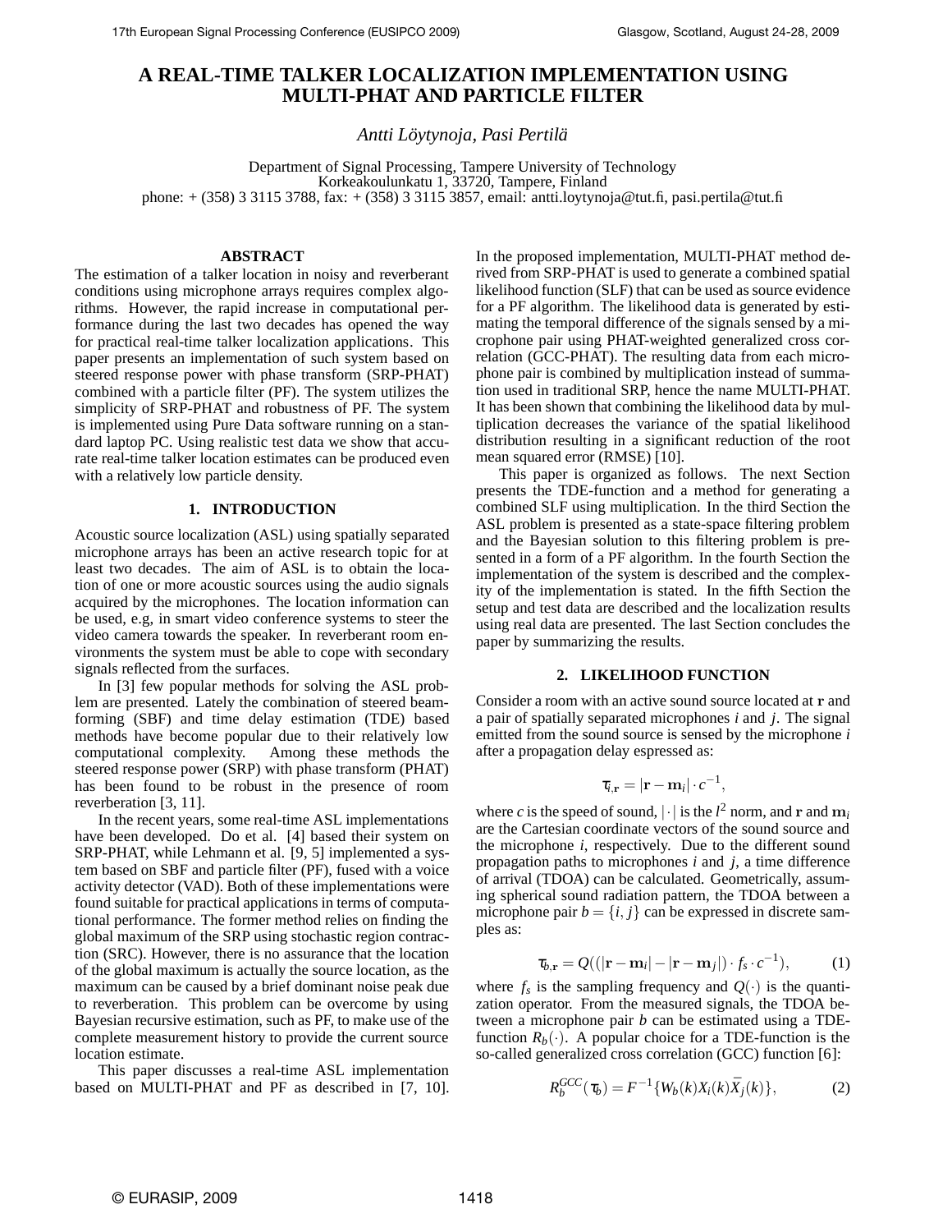# A REAL-TIME TALKER LOCALIZATION IMPLEMENTATION USING MULTI-PHAT AND PARTICLE FILTER

*Antti Löytynoja, Pasi Pertilä*

Department of Signal Processing, Tampere University of Technology
Korkeakoulunkatu 1, 33720, Tampere, Finland
phone: + (358) 3 3115 3788, fax: + (358) 3 3115 3857, email: antti.loytynoja@tut.fi, pasi.pertila@tut.fi

## ABSTRACT

The estimation of a talker location in noisy and reverberant conditions using microphone arrays requires complex algorithms. However, the rapid increase in computational performance during the last two decades has opened the way for practical real-time talker localization applications. This paper presents an implementation of such system based on steered response power with phase transform (SRP-PHAT) combined with a particle filter (PF). The system utilizes the simplicity of SRP-PHAT and robustness of PF. The system is implemented using Pure Data software running on a standard laptop PC. Using realistic test data we show that accurate real-time talker location estimates can be produced even with a relatively low particle density.

## 1. INTRODUCTION

Acoustic source localization (ASL) using spatially separated microphone arrays has been an active research topic for at least two decades. The aim of ASL is to obtain the location of one or more acoustic sources using the audio signals acquired by the microphones. The location information can be used, e.g, in smart video conference systems to steer the video camera towards the speaker. In reverberant room environments the system must be able to cope with secondary signals reflected from the surfaces.

In [3] few popular methods for solving the ASL problem are presented. Lately the combination of steered beamforming (SBF) and time delay estimation (TDE) based methods have become popular due to their relatively low computational complexity. Among these methods the steered response power (SRP) with phase transform (PHAT) has been found to be robust in the presence of room reverberation [3, 11].

In the recent years, some real-time ASL implementations have been developed. Do et al. [4] based their system on SRP-PHAT, while Lehmann et al. [9, 5] implemented a system based on SBF and particle filter (PF), fused with a voice activity detector (VAD). Both of these implementations were found suitable for practical applications in terms of computational performance. The former method relies on finding the global maximum of the SRP using stochastic region contraction (SRC). However, there is no assurance that the location of the global maximum is actually the source location, as the maximum can be caused by a brief dominant noise peak due to reverberation. This problem can be overcome by using Bayesian recursive estimation, such as PF, to make use of the complete measurement history to provide the current source location estimate.

This paper discusses a real-time ASL implementation based on MULTI-PHAT and PF as described in [7, 10]. In the proposed implementation, MULTI-PHAT method derived from SRP-PHAT is used to generate a combined spatial likelihood function (SLF) that can be used as source evidence for a PF algorithm. The likelihood data is generated by estimating the temporal difference of the signals sensed by a microphone pair using PHAT-weighted generalized cross correlation (GCC-PHAT). The resulting data from each microphone pair is combined by multiplication instead of summation used in traditional SRP, hence the name MULTI-PHAT. It has been shown that combining the likelihood data by multiplication decreases the variance of the spatial likelihood distribution resulting in a significant reduction of the root mean squared error (RMSE) [10].

This paper is organized as follows. The next Section presents the TDE-function and a method for generating a combined SLF using multiplication. In the third Section the ASL problem is presented as a state-space filtering problem and the Bayesian solution to this filtering problem is presented in a form of a PF algorithm. In the fourth Section the implementation of the system is described and the complexity of the implementation is stated. In the fifth Section the setup and test data are described and the localization results using real data are presented. The last Section concludes the paper by summarizing the results.

## 2. LIKELIHOOD FUNCTION

Consider a room with an active sound source located at $\mathbf{r}$ and a pair of spatially separated microphones $i$ and $j$. The signal emitted from the sound source is sensed by the microphone $i$ after a propagation delay espressed as:

$$\tau_{i,\mathbf{r}} = |\mathbf{r} - \mathbf{m}_i| \cdot c^{-1},$$

where $c$ is the speed of sound, $|\cdot|$ is the $l^2$ norm, and $\mathbf{r}$ and $\mathbf{m}_i$ are the Cartesian coordinate vectors of the sound source and the microphone $i$, respectively. Due to the different sound propagation paths to microphones $i$ and $j$, a time difference of arrival (TDOA) can be calculated. Geometrically, assuming spherical sound radiation pattern, the TDOA between a microphone pair $b = \{i, j\}$ can be expressed in discrete samples as:

$$\tau_{b,\mathbf{r}} = Q((|\mathbf{r} - \mathbf{m}_i| - |\mathbf{r} - \mathbf{m}_j|) \cdot f_s \cdot c^{-1}), \tag{1}$$

where $f_s$ is the sampling frequency and $Q(\cdot)$ is the quantization operator. From the measured signals, the TDOA between a microphone pair $b$ can be estimated using a TDE-function $R_b(\cdot)$. A popular choice for a TDE-function is the so-called generalized cross correlation (GCC) function [6]:

$$R_b^{GCC}(\tau_b) = F^{-1}\{W_b(k) X_i(k) \bar{X}_j(k)\}, \tag{2}$$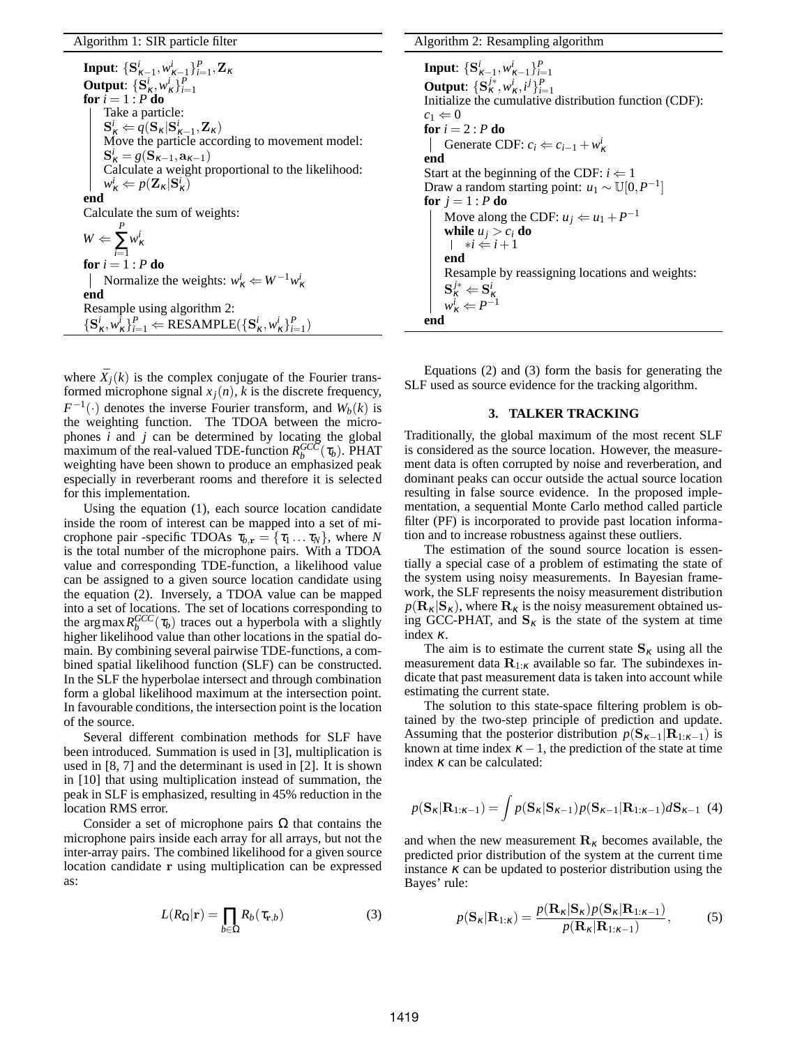Algorithm 1: SIR particle filter

```
Input: {S^i_{κ-1}, w^i_{κ-1}}^P_{i=1}, Z_κ
Output: {S^i_κ, w^i_κ}^P_{i=1}
for i = 1 : P do
    Take a particle:
    S^i_κ ⇐ q(S_κ | S^i_{κ-1}, Z_κ)
    Move the particle according to movement model:
    S^i_κ = g(S_{κ-1}, a_{κ-1})
    Calculate a weight proportional to the likelihood:
    w^i_κ ⇐ p(Z_κ | S^i_κ)
end
Calculate the sum of weights:
W ⇐ Σ_{i=1}^{P} w^i_κ
for i = 1 : P do
    Normalize the weights: w^i_κ ⇐ W^{-1} w^i_κ
end
Resample using algorithm 2:
{S^i_κ, w^i_κ}^P_{i=1} ⇐ RESAMPLE({S^i_κ, w^i_κ}^P_{i=1})
```

Algorithm 2: Resampling algorithm

```
Input: {S^i_{κ-1}, w^i_{κ-1}}^P_{i=1}
Output: {S^{j*}_κ, w^i_κ, i^j}^P_{i=1}
Initialize the cumulative distribution function (CDF):
c_1 ⇐ 0
for i = 2 : P do
    Generate CDF: c_i ⇐ c_{i-1} + w^i_κ
end
Start at the beginning of the CDF: i ⇐ 1
Draw a random starting point: u_1 ~ U[0, P^{-1}]
for j = 1 : P do
    Move along the CDF: u_j ⇐ u_1 + P^{-1}
    while u_j > c_i do
        *i ⇐ i + 1
    end
    Resample by reassigning locations and weights:
    S^{j*}_κ ⇐ S^i_κ
    w^i_κ ⇐ P^{-1}
end
```

where $\bar{X}_j(k)$ is the complex conjugate of the Fourier transformed microphone signal $x_j(n)$, $k$ is the discrete frequency, $F^{-1}(\cdot)$ denotes the inverse Fourier transform, and $W_b(k)$ is the weighting function. The TDOA between the microphones $i$ and $j$ can be determined by locating the global maximum of the real-valued TDE-function $R_b^{GCC}(\tau_b)$. PHAT weighting have been shown to produce an emphasized peak especially in reverberant rooms and therefore it is selected for this implementation.

Using the equation (1), each source location candidate inside the room of interest can be mapped into a set of microphone pair -specific TDOAs $\tau_{b,\mathbf{r}} = \{\tau_1 \ldots \tau_N\}$, where $N$ is the total number of the microphone pairs. With a TDOA value and corresponding TDE-function, a likelihood value can be assigned to a given source location candidate using the equation (2). Inversely, a TDOA value can be mapped into a set of locations. The set of locations corresponding to the $\arg\max R_b^{GCC}(\tau_b)$ traces out a hyperbola with a slightly higher likelihood value than other locations in the spatial domain. By combining several pairwise TDE-functions, a combined spatial likelihood function (SLF) can be constructed. In the SLF the hyperbolae intersect and through combination form a global likelihood maximum at the intersection point. In favourable conditions, the intersection point is the location of the source.

Several different combination methods for SLF have been introduced. Summation is used in [3], multiplication is used in [8, 7] and the determinant is used in [2]. It is shown in [10] that using multiplication instead of summation, the peak in SLF is emphasized, resulting in 45% reduction in the location RMS error.

Consider a set of microphone pairs $\Omega$ that contains the microphone pairs inside each array for all arrays, but not the inter-array pairs. The combined likelihood for a given source location candidate $\mathbf{r}$ using multiplication can be expressed as:

$$L(R_\Omega|\mathbf{r}) = \prod_{b\in\Omega} R_b(\tau_{\mathbf{r},b}) \tag{3}$$

Equations (2) and (3) form the basis for generating the SLF used as source evidence for the tracking algorithm.

## 3. TALKER TRACKING

Traditionally, the global maximum of the most recent SLF is considered as the source location. However, the measurement data is often corrupted by noise and reverberation, and dominant peaks can occur outside the actual source location resulting in false source evidence. In the proposed implementation, a sequential Monte Carlo method called particle filter (PF) is incorporated to provide past location information and to increase robustness against these outliers.

The estimation of the sound source location is essentially a special case of a problem of estimating the state of the system using noisy measurements. In Bayesian framework, the SLF represents the noisy measurement distribution $p(\mathbf{R}_\kappa|\mathbf{S}_\kappa)$, where $\mathbf{R}_\kappa$ is the noisy measurement obtained using GCC-PHAT, and $\mathbf{S}_\kappa$ is the state of the system at time index $\kappa$.

The aim is to estimate the current state $\mathbf{S}_\kappa$ using all the measurement data $\mathbf{R}_{1:\kappa}$ available so far. The subindexes indicate that past measurement data is taken into account while estimating the current state.

The solution to this state-space filtering problem is obtained by the two-step principle of prediction and update. Assuming that the posterior distribution $p(\mathbf{S}_{\kappa-1}|\mathbf{R}_{1:\kappa-1})$ is known at time index $\kappa-1$, the prediction of the state at time index $\kappa$ can be calculated:

$$p(\mathbf{S}_\kappa|\mathbf{R}_{1:\kappa-1}) = \int p(\mathbf{S}_\kappa|\mathbf{S}_{\kappa-1})p(\mathbf{S}_{\kappa-1}|\mathbf{R}_{1:\kappa-1})d\mathbf{S}_{\kappa-1} \tag{4}$$

and when the new measurement $\mathbf{R}_\kappa$ becomes available, the predicted prior distribution of the system at the current time instance $\kappa$ can be updated to posterior distribution using the Bayes' rule:

$$p(\mathbf{S}_\kappa|\mathbf{R}_{1:\kappa}) = \frac{p(\mathbf{R}_\kappa|\mathbf{S}_\kappa)p(\mathbf{S}_\kappa|\mathbf{R}_{1:\kappa-1})}{p(\mathbf{R}_\kappa|\mathbf{R}_{1:\kappa-1})}, \tag{5}$$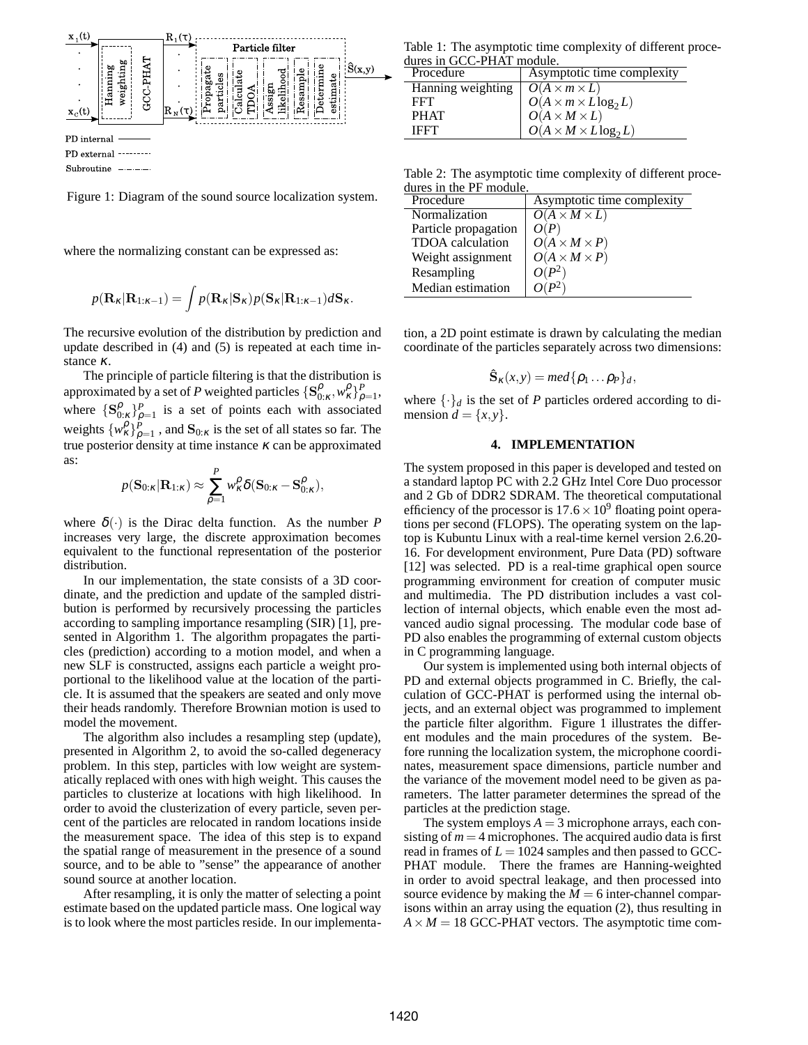$x_1(t)$ · · · $x_C(t)$ — Hanning weighting — GCC-PHAT — $R_1(\tau)$ · · · $R_N(\tau)$ — Particle filter: Propagate particles, Calculate TDOA, Assign likelihood, Resample, Determine estimate — $\hat{S}(x,y)$

PD internal
PD external
Subroutine

Figure 1: Diagram of the sound source localization system.

where the normalizing constant can be expressed as:

$$p(\mathbf{R}_\kappa|\mathbf{R}_{1:\kappa-1}) = \int p(\mathbf{R}_\kappa|\mathbf{S}_\kappa)p(\mathbf{S}_\kappa|\mathbf{R}_{1:\kappa-1})d\mathbf{S}_\kappa.$$

The recursive evolution of the distribution by prediction and update described in (4) and (5) is repeated at each time instance $\kappa$.

The principle of particle filtering is that the distribution is approximated by a set of $P$ weighted particles $\{\mathbf{S}^\rho_{0:\kappa}, w^\rho_\kappa\}^P_{\rho=1}$, where $\{\mathbf{S}^\rho_{0:\kappa}\}^P_{\rho=1}$ is a set of points each with associated weights $\{w^\rho_\kappa\}^P_{\rho=1}$, and $\mathbf{S}_{0:\kappa}$ is the set of all states so far. The true posterior density at time instance $\kappa$ can be approximated as:

$$p(\mathbf{S}_{0:\kappa}|\mathbf{R}_{1:\kappa}) \approx \sum_{\rho=1}^{P} w^\rho_\kappa \delta(\mathbf{S}_{0:\kappa} - \mathbf{S}^\rho_{0:\kappa}),$$

where $\delta(\cdot)$ is the Dirac delta function. As the number $P$ increases very large, the discrete approximation becomes equivalent to the functional representation of the posterior distribution.

In our implementation, the state consists of a 3D coordinate, and the prediction and update of the sampled distribution is performed by recursively processing the particles according to sampling importance resampling (SIR) [1], presented in Algorithm 1. The algorithm propagates the particles (prediction) according to a motion model, and when a new SLF is constructed, assigns each particle a weight proportional to the likelihood value at the location of the particle. It is assumed that the speakers are seated and only move their heads randomly. Therefore Brownian motion is used to model the movement.

The algorithm also includes a resampling step (update), presented in Algorithm 2, to avoid the so-called degeneracy problem. In this step, particles with low weight are systematically replaced with ones with high weight. This causes the particles to clusterize at locations with high likelihood. In order to avoid the clusterization of every particle, seven percent of the particles are relocated in random locations inside the measurement space. The idea of this step is to expand the spatial range of measurement in the presence of a sound source, and to be able to "sense" the appearance of another sound source at another location.

After resampling, it is only the matter of selecting a point estimate based on the updated particle mass. One logical way is to look where the most particles reside. In our implementation, a 2D point estimate is drawn by calculating the median coordinate of the particles separately across two dimensions:

$$\hat{\mathbf{S}}_\kappa(x,y) = med\{\rho_1 \dots \rho_P\}_d,$$

where $\{\cdot\}_d$ is the set of $P$ particles ordered according to dimension $d = \{x,y\}$.

Table 1: The asymptotic time complexity of different procedures in GCC-PHAT module.

| Procedure | Asymptotic time complexity |
|---|---|
| Hanning weighting | $O(A \times m \times L)$ |
| FFT | $O(A \times m \times L \log_2 L)$ |
| PHAT | $O(A \times M \times L)$ |
| IFFT | $O(A \times M \times L \log_2 L)$ |

Table 2: The asymptotic time complexity of different procedures in the PF module.

| Procedure | Asymptotic time complexity |
|---|---|
| Normalization | $O(A \times M \times L)$ |
| Particle propagation | $O(P)$ |
| TDOA calculation | $O(A \times M \times P)$ |
| Weight assignment | $O(A \times M \times P)$ |
| Resampling | $O(P^2)$ |
| Median estimation | $O(P^2)$ |

## 4. IMPLEMENTATION

The system proposed in this paper is developed and tested on a standard laptop PC with 2.2 GHz Intel Core Duo processor and 2 Gb of DDR2 SDRAM. The theoretical computational efficiency of the processor is $17.6 \times 10^9$ floating point operations per second (FLOPS). The operating system on the laptop is Kubuntu Linux with a real-time kernel version 2.6.20-16. For development environment, Pure Data (PD) software [12] was selected. PD is a real-time graphical open source programming environment for creation of computer music and multimedia. The PD distribution includes a vast collection of internal objects, which enable even the most advanced audio signal processing. The modular code base of PD also enables the programming of external custom objects in C programming language.

Our system is implemented using both internal objects of PD and external objects programmed in C. Briefly, the calculation of GCC-PHAT is performed using the internal objects, and an external object was programmed to implement the particle filter algorithm. Figure 1 illustrates the different modules and the main procedures of the system. Before running the localization system, the microphone coordinates, measurement space dimensions, particle number and the variance of the movement model need to be given as parameters. The latter parameter determines the spread of the particles at the prediction stage.

The system employs $A = 3$ microphone arrays, each consisting of $m = 4$ microphones. The acquired audio data is first read in frames of $L = 1024$ samples and then passed to GCC-PHAT module. There the frames are Hanning-weighted in order to avoid spectral leakage, and then processed into source evidence by making the $M = 6$ inter-channel comparisons within an array using the equation (2), thus resulting in $A \times M = 18$ GCC-PHAT vectors. The asymptotic time com-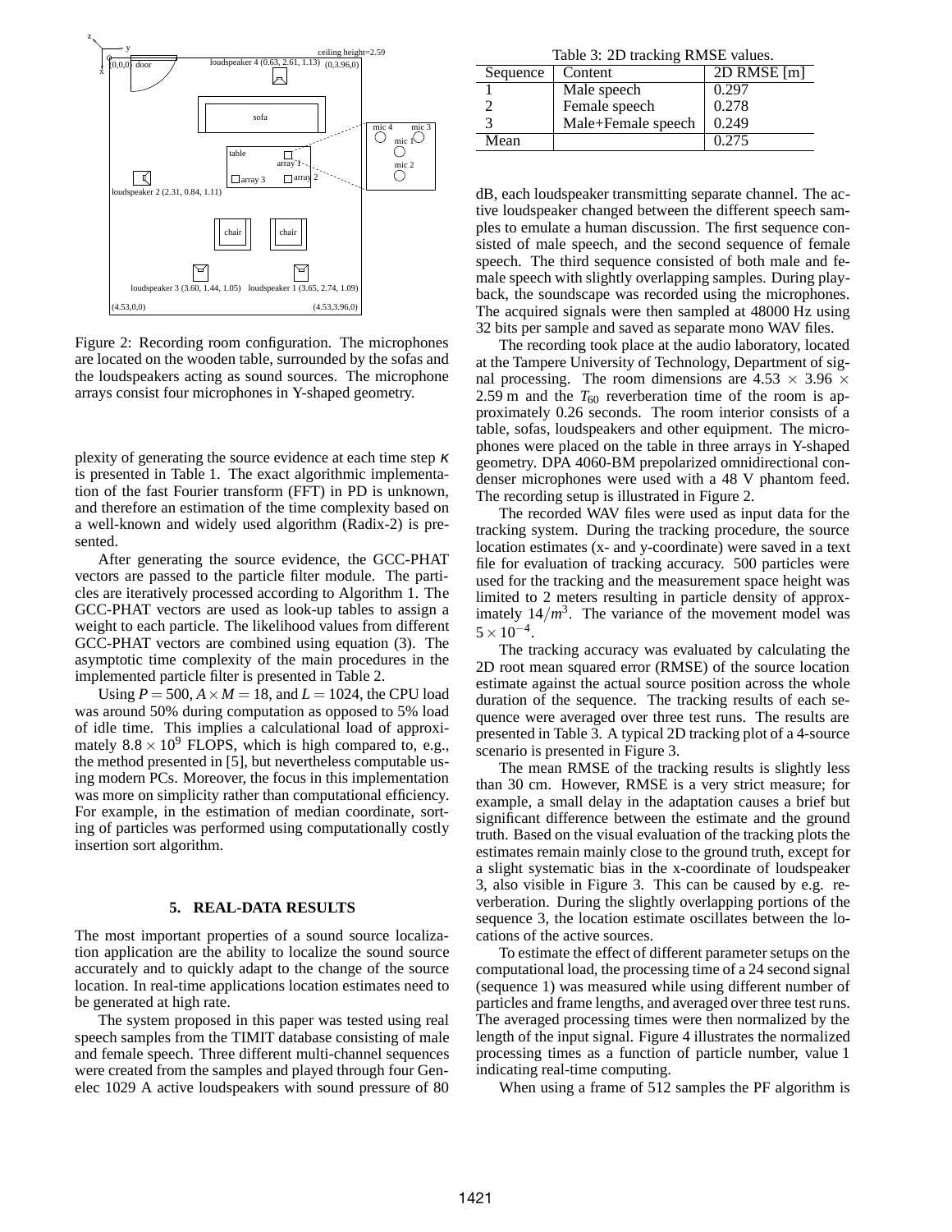z
y
x
(0,0,0) door
loudspeaker 4 (0.63, 2.61, 1.13) (0,3.96,0)
ceiling height=2.59
sofa
mic 4 mic 3
mic 1
mic 2
table
array 1
array 3
array 2
loudspeaker 2 (2.31, 0.84, 1.11)
chair
chair
loudspeaker 3 (3.60, 1.44, 1.05) loudspeaker 1 (3.65, 2.74, 1.09)
(4.53,0,0)
(4.53,3.96,0)

Figure 2: Recording room configuration. The microphones are located on the wooden table, surrounded by the sofas and the loudspeakers acting as sound sources. The microphone arrays consist four microphones in Y-shaped geometry.

plexity of generating the source evidence at each time step $\kappa$ is presented in Table 1. The exact algorithmic implementation of the fast Fourier transform (FFT) in PD is unknown, and therefore an estimation of the time complexity based on a well-known and widely used algorithm (Radix-2) is presented.

After generating the source evidence, the GCC-PHAT vectors are passed to the particle filter module. The particles are iteratively processed according to Algorithm 1. The GCC-PHAT vectors are used as look-up tables to assign a weight to each particle. The likelihood values from different GCC-PHAT vectors are combined using equation (3). The asymptotic time complexity of the main procedures in the implemented particle filter is presented in Table 2.

Using $P = 500$, $A \times M = 18$, and $L = 1024$, the CPU load was around 50% during computation as opposed to 5% load of idle time. This implies a calculational load of approximately $8.8 \times 10^9$ FLOPS, which is high compared to, e.g., the method presented in [5], but nevertheless computable using modern PCs. Moreover, the focus in this implementation was more on simplicity rather than computational efficiency. For example, in the estimation of median coordinate, sorting of particles was performed using computationally costly insertion sort algorithm.

## 5. REAL-DATA RESULTS

The most important properties of a sound source localization application are the ability to localize the sound source accurately and to quickly adapt to the change of the source location. In real-time applications location estimates need to be generated at high rate.

The system proposed in this paper was tested using real speech samples from the TIMIT database consisting of male and female speech. Three different multi-channel sequences were created from the samples and played through four Genelec 1029 A active loudspeakers with sound pressure of 80 dB, each loudspeaker transmitting separate channel. The active loudspeaker changed between the different speech samples to emulate a human discussion. The first sequence consisted of male speech, and the second sequence of female speech. The third sequence consisted of both male and female speech with slightly overlapping samples. During playback, the soundscape was recorded using the microphones. The acquired signals were then sampled at 48000 Hz using 32 bits per sample and saved as separate mono WAV files.

Table 3: 2D tracking RMSE values.

| Sequence | Content | 2D RMSE [m] |
|---|---|---|
| 1 | Male speech | 0.297 |
| 2 | Female speech | 0.278 |
| 3 | Male+Female speech | 0.249 |
| Mean | | 0.275 |

The recording took place at the audio laboratory, located at the Tampere University of Technology, Department of signal processing. The room dimensions are $4.53 \times 3.96 \times 2.59$ m and the $T_{60}$ reverberation time of the room is approximately 0.26 seconds. The room interior consists of a table, sofas, loudspeakers and other equipment. The microphones were placed on the table in three arrays in Y-shaped geometry. DPA 4060-BM prepolarized omnidirectional condenser microphones were used with a 48 V phantom feed. The recording setup is illustrated in Figure 2.

The recorded WAV files were used as input data for the tracking system. During the tracking procedure, the source location estimates (x- and y-coordinate) were saved in a text file for evaluation of tracking accuracy. 500 particles were used for the tracking and the measurement space height was limited to 2 meters resulting in particle density of approximately $14/m^3$. The variance of the movement model was $5 \times 10^{-4}$.

The tracking accuracy was evaluated by calculating the 2D root mean squared error (RMSE) of the source location estimate against the actual source position across the whole duration of the sequence. The tracking results of each sequence were averaged over three test runs. The results are presented in Table 3. A typical 2D tracking plot of a 4-source scenario is presented in Figure 3.

The mean RMSE of the tracking results is slightly less than 30 cm. However, RMSE is a very strict measure; for example, a small delay in the adaptation causes a brief but significant difference between the estimate and the ground truth. Based on the visual evaluation of the tracking plots the estimates remain mainly close to the ground truth, except for a slight systematic bias in the x-coordinate of loudspeaker 3, also visible in Figure 3. This can be caused by e.g. reverberation. During the slightly overlapping portions of the sequence 3, the location estimate oscillates between the locations of the active sources.

To estimate the effect of different parameter setups on the computational load, the processing time of a 24 second signal (sequence 1) was measured while using different number of particles and frame lengths, and averaged over three test runs. The averaged processing times were then normalized by the length of the input signal. Figure 4 illustrates the normalized processing times as a function of particle number, value 1 indicating real-time computing.

When using a frame of 512 samples the PF algorithm is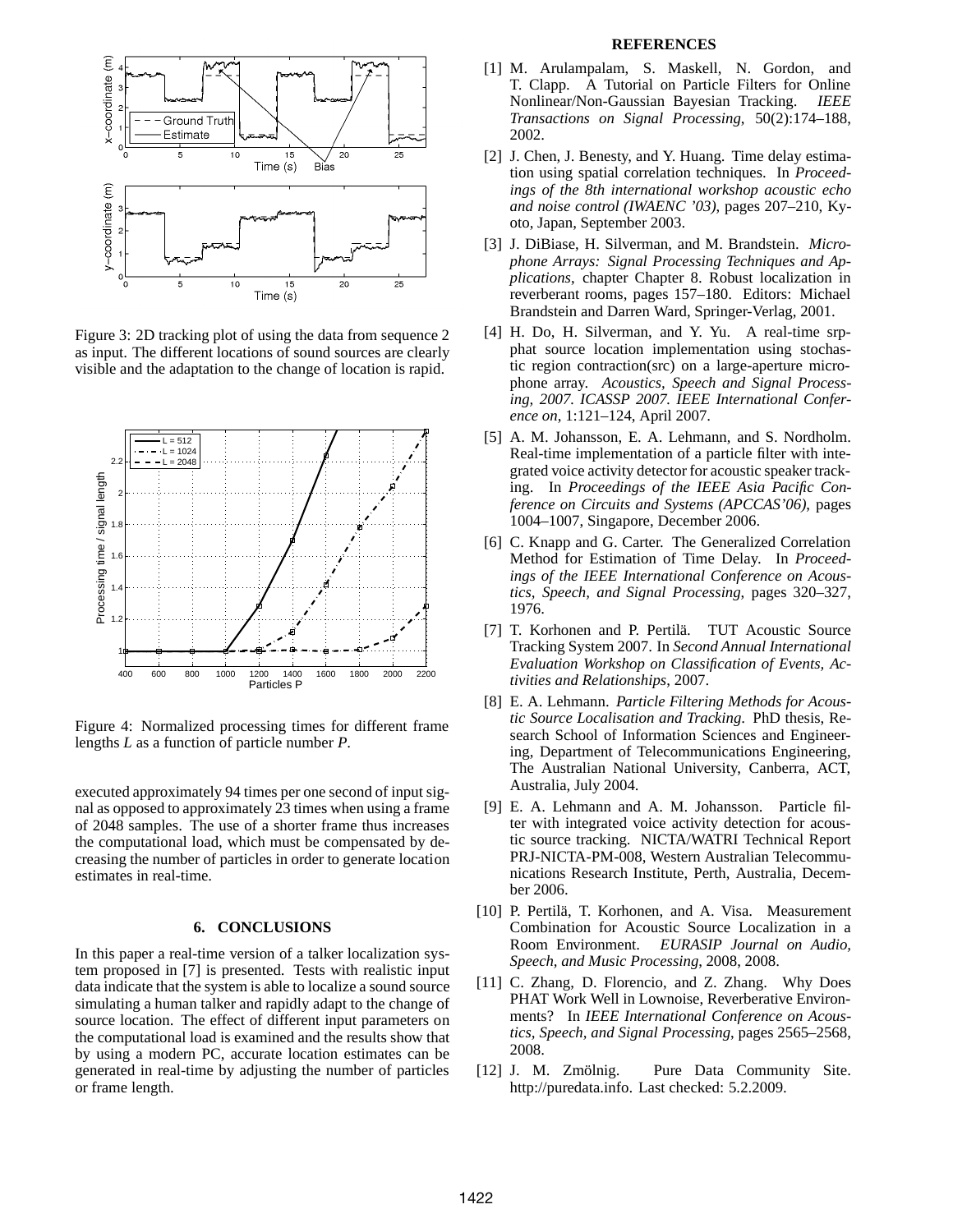x−coordinate (m)

4
3
2
1
0

0 5 10 15 20 25

Time (s)

Bias

Ground Truth

Estimate

y−coordinate (m)

3
2
1
0

0 5 10 15 20 25

Time (s)

Figure 3: 2D tracking plot of using the data from sequence 2 as input. The different locations of sound sources are clearly visible and the adaptation to the change of location is rapid.

L = 512

L = 1024

L = 2048

Processing time / signal length

1
1.2
1.4
1.6
1.8
2
2.2

400 600 800 1000 1200 1400 1600 1800 2000 2200

Particles P

Figure 4: Normalized processing times for different frame lengths *L* as a function of particle number *P*.

executed approximately 94 times per one second of input signal as opposed to approximately 23 times when using a frame of 2048 samples. The use of a shorter frame thus increases the computational load, which must be compensated by decreasing the number of particles in order to generate location estimates in real-time.

## 6. CONCLUSIONS

In this paper a real-time version of a talker localization system proposed in [7] is presented. Tests with realistic input data indicate that the system is able to localize a sound source simulating a human talker and rapidly adapt to the change of source location. The effect of different input parameters on the computational load is examined and the results show that by using a modern PC, accurate location estimates can be generated in real-time by adjusting the number of particles or frame length.

## REFERENCES

[1] M. Arulampalam, S. Maskell, N. Gordon, and T. Clapp. A Tutorial on Particle Filters for Online Nonlinear/Non-Gaussian Bayesian Tracking. *IEEE Transactions on Signal Processing*, 50(2):174–188, 2002.

[2] J. Chen, J. Benesty, and Y. Huang. Time delay estimation using spatial correlation techniques. In *Proceedings of the 8th international workshop acoustic echo and noise control (IWAENC '03)*, pages 207–210, Kyoto, Japan, September 2003.

[3] J. DiBiase, H. Silverman, and M. Brandstein. *Microphone Arrays: Signal Processing Techniques and Applications*, chapter Chapter 8. Robust localization in reverberant rooms, pages 157–180. Editors: Michael Brandstein and Darren Ward, Springer-Verlag, 2001.

[4] H. Do, H. Silverman, and Y. Yu. A real-time srp-phat source location implementation using stochastic region contraction(src) on a large-aperture microphone array. *Acoustics, Speech and Signal Processing, 2007. ICASSP 2007. IEEE International Conference on*, 1:121–124, April 2007.

[5] A. M. Johansson, E. A. Lehmann, and S. Nordholm. Real-time implementation of a particle filter with integrated voice activity detector for acoustic speaker tracking. In *Proceedings of the IEEE Asia Pacific Conference on Circuits and Systems (APCCAS'06)*, pages 1004–1007, Singapore, December 2006.

[6] C. Knapp and G. Carter. The Generalized Correlation Method for Estimation of Time Delay. In *Proceedings of the IEEE International Conference on Acoustics, Speech, and Signal Processing*, pages 320–327, 1976.

[7] T. Korhonen and P. Pertilä. TUT Acoustic Source Tracking System 2007. In *Second Annual International Evaluation Workshop on Classification of Events, Activities and Relationships*, 2007.

[8] E. A. Lehmann. *Particle Filtering Methods for Acoustic Source Localisation and Tracking*. PhD thesis, Research School of Information Sciences and Engineering, Department of Telecommunications Engineering, The Australian National University, Canberra, ACT, Australia, July 2004.

[9] E. A. Lehmann and A. M. Johansson. Particle filter with integrated voice activity detection for acoustic source tracking. NICTA/WATRI Technical Report PRJ-NICTA-PM-008, Western Australian Telecommunications Research Institute, Perth, Australia, December 2006.

[10] P. Pertilä, T. Korhonen, and A. Visa. Measurement Combination for Acoustic Source Localization in a Room Environment. *EURASIP Journal on Audio, Speech, and Music Processing*, 2008, 2008.

[11] C. Zhang, D. Florencio, and Z. Zhang. Why Does PHAT Work Well in Lownoise, Reverberative Environments? In *IEEE International Conference on Acoustics, Speech, and Signal Processing*, pages 2565–2568, 2008.

[12] J. M. Zmölnig. Pure Data Community Site. http://puredata.info. Last checked: 5.2.2009.